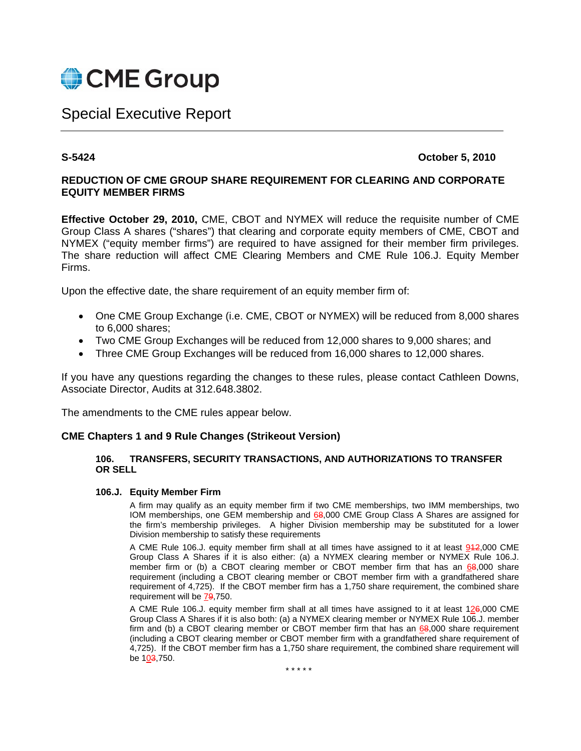CME Group

# Special Executive Report

**S-5424** **October 5, 2010**

**REDUCTION OF CME GROUP SHARE REQUIREMENT FOR CLEARING AND CORPORATE EQUITY MEMBER FIRMS**

**Effective October 29, 2010,** CME, CBOT and NYMEX will reduce the requisite number of CME Group Class A shares ("shares") that clearing and corporate equity members of CME, CBOT and NYMEX ("equity member firms") are required to have assigned for their member firm privileges. The share reduction will affect CME Clearing Members and CME Rule 106.J. Equity Member Firms.

Upon the effective date, the share requirement of an equity member firm of:

- One CME Group Exchange (i.e. CME, CBOT or NYMEX) will be reduced from 8,000 shares to 6,000 shares;
- Two CME Group Exchanges will be reduced from 12,000 shares to 9,000 shares; and
- Three CME Group Exchanges will be reduced from 16,000 shares to 12,000 shares.

If you have any questions regarding the changes to these rules, please contact Cathleen Downs, Associate Director, Audits at 312.648.3802.

The amendments to the CME rules appear below.

**CME Chapters 1 and 9 Rule Changes (Strikeout Version)**

**106. TRANSFERS, SECURITY TRANSACTIONS, AND AUTHORIZATIONS TO TRANSFER OR SELL**

**106.J. Equity Member Firm**

A firm may qualify as an equity member firm if two CME memberships, two IMM memberships, two IOM memberships, one GEM membership and 6~~8~~,000 CME Group Class A Shares are assigned for the firm's membership privileges. A higher Division membership may be substituted for a lower Division membership to satisfy these requirements

A CME Rule 106.J. equity member firm shall at all times have assigned to it at least 9~~12~~,000 CME Group Class A Shares if it is also either: (a) a NYMEX clearing member or NYMEX Rule 106.J. member firm or (b) a CBOT clearing member or CBOT member firm that has an 6~~8~~,000 share requirement (including a CBOT clearing member or CBOT member firm with a grandfathered share requirement of 4,725). If the CBOT member firm has a 1,750 share requirement, the combined share requirement will be 7~~9~~,750.

A CME Rule 106.J. equity member firm shall at all times have assigned to it at least 12~~6~~,000 CME Group Class A Shares if it is also both: (a) a NYMEX clearing member or NYMEX Rule 106.J. member firm and (b) a CBOT clearing member or CBOT member firm that has an 6~~8~~,000 share requirement (including a CBOT clearing member or CBOT member firm with a grandfathered share requirement of 4,725). If the CBOT member firm has a 1,750 share requirement, the combined share requirement will be 10~~3~~,750.

\* \* \* \* \*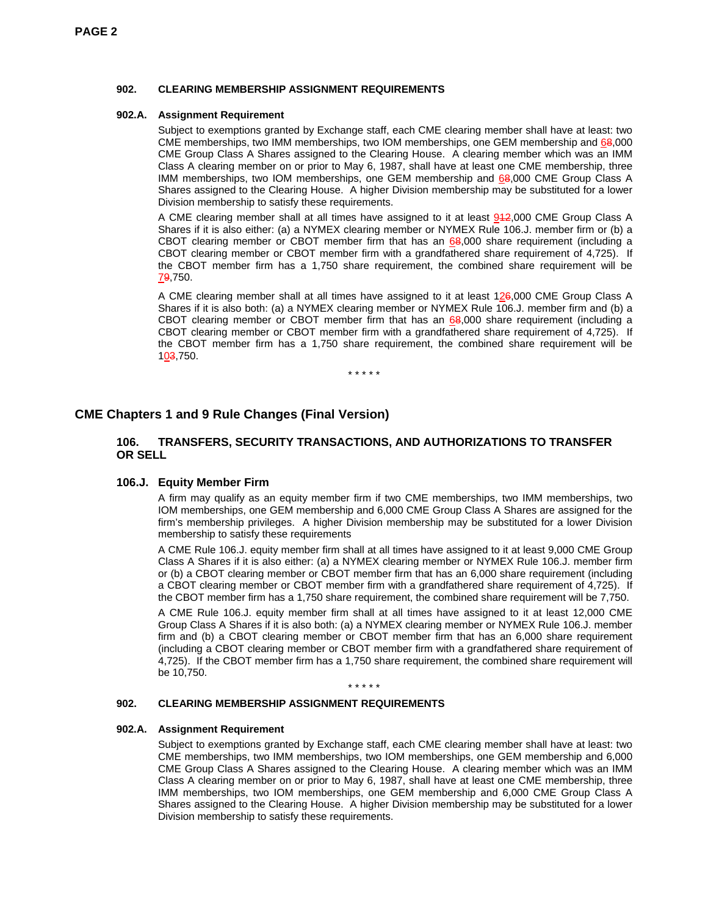### 902. CLEARING MEMBERSHIP ASSIGNMENT REQUIREMENTS

#### 902.A. Assignment Requirement

Subject to exemptions granted by Exchange staff, each CME clearing member shall have at least: two CME memberships, two IMM memberships, two IOM memberships, one GEM membership and <u>6</u>~~8~~,000 CME Group Class A Shares assigned to the Clearing House. A clearing member which was an IMM Class A clearing member on or prior to May 6, 1987, shall have at least one CME membership, three IMM memberships, two IOM memberships, one GEM membership and <u>6</u>~~8~~,000 CME Group Class A Shares assigned to the Clearing House. A higher Division membership may be substituted for a lower Division membership to satisfy these requirements.

A CME clearing member shall at all times have assigned to it at least <u>9</u>~~12~~,000 CME Group Class A Shares if it is also either: (a) a NYMEX clearing member or NYMEX Rule 106.J. member firm or (b) a CBOT clearing member or CBOT member firm that has an <u>6</u>~~8~~,000 share requirement (including a CBOT clearing member or CBOT member firm with a grandfathered share requirement of 4,725). If the CBOT member firm has a 1,750 share requirement, the combined share requirement will be <u>7</u>~~9~~,750.

A CME clearing member shall at all times have assigned to it at least 1<u>2</u>~~6~~,000 CME Group Class A Shares if it is also both: (a) a NYMEX clearing member or NYMEX Rule 106.J. member firm and (b) a CBOT clearing member or CBOT member firm that has an <u>6</u>~~8~~,000 share requirement (including a CBOT clearing member or CBOT member firm with a grandfathered share requirement of 4,725). If the CBOT member firm has a 1,750 share requirement, the combined share requirement will be 1<u>0</u>~~3~~,750.

* * * * *

## CME Chapters 1 and 9 Rule Changes (Final Version)

### 106. TRANSFERS, SECURITY TRANSACTIONS, AND AUTHORIZATIONS TO TRANSFER OR SELL

#### 106.J. Equity Member Firm

A firm may qualify as an equity member firm if two CME memberships, two IMM memberships, two IOM memberships, one GEM membership and 6,000 CME Group Class A Shares are assigned for the firm's membership privileges. A higher Division membership may be substituted for a lower Division membership to satisfy these requirements

A CME Rule 106.J. equity member firm shall at all times have assigned to it at least 9,000 CME Group Class A Shares if it is also either: (a) a NYMEX clearing member or NYMEX Rule 106.J. member firm or (b) a CBOT clearing member or CBOT member firm that has an 6,000 share requirement (including a CBOT clearing member or CBOT member firm with a grandfathered share requirement of 4,725). If the CBOT member firm has a 1,750 share requirement, the combined share requirement will be 7,750.

A CME Rule 106.J. equity member firm shall at all times have assigned to it at least 12,000 CME Group Class A Shares if it is also both: (a) a NYMEX clearing member or NYMEX Rule 106.J. member firm and (b) a CBOT clearing member or CBOT member firm that has an 6,000 share requirement (including a CBOT clearing member or CBOT member firm with a grandfathered share requirement of 4,725). If the CBOT member firm has a 1,750 share requirement, the combined share requirement will be 10,750.

* * * * *

### 902. CLEARING MEMBERSHIP ASSIGNMENT REQUIREMENTS

#### 902.A. Assignment Requirement

Subject to exemptions granted by Exchange staff, each CME clearing member shall have at least: two CME memberships, two IMM memberships, two IOM memberships, one GEM membership and 6,000 CME Group Class A Shares assigned to the Clearing House. A clearing member which was an IMM Class A clearing member on or prior to May 6, 1987, shall have at least one CME membership, three IMM memberships, two IOM memberships, one GEM membership and 6,000 CME Group Class A Shares assigned to the Clearing House. A higher Division membership may be substituted for a lower Division membership to satisfy these requirements.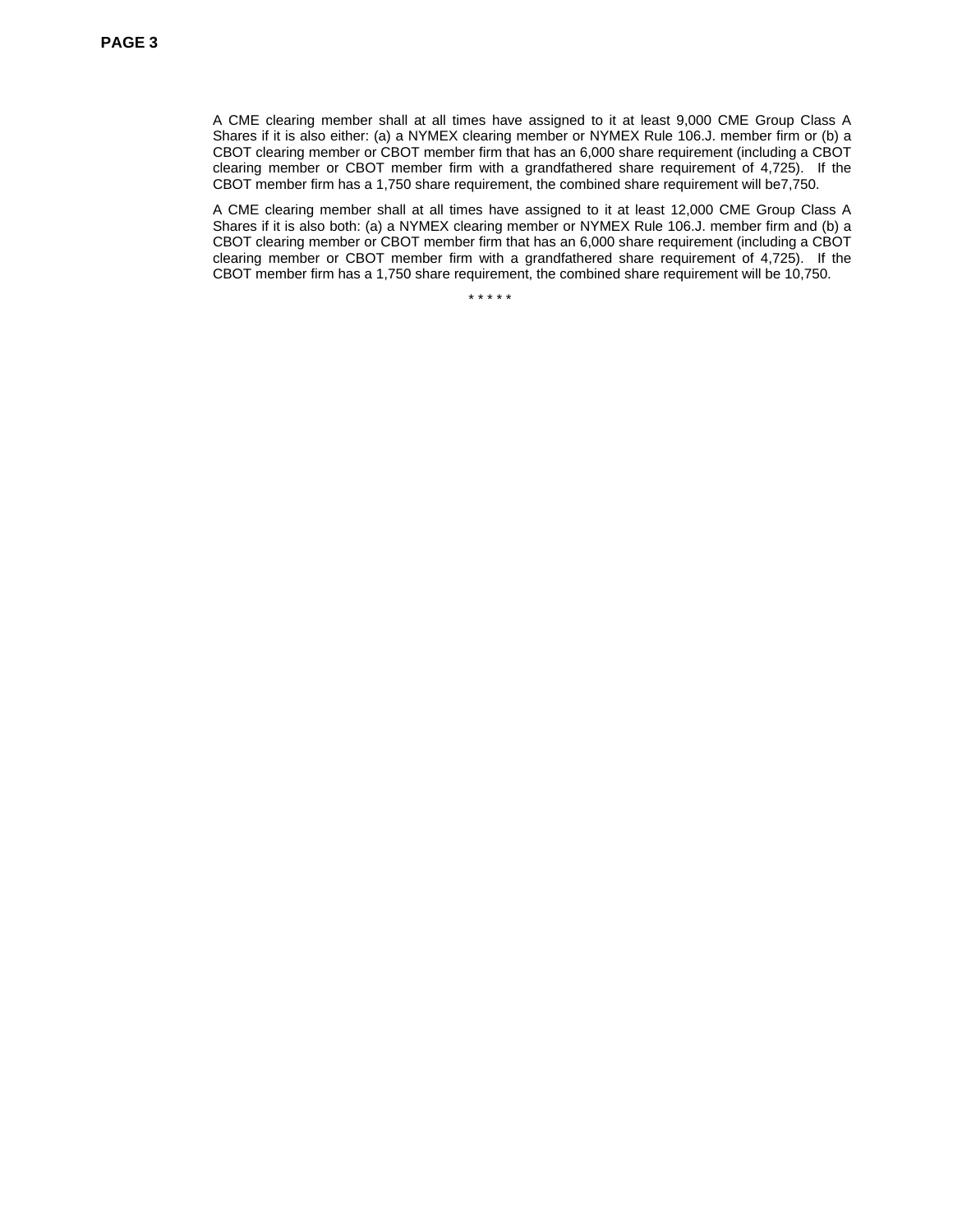A CME clearing member shall at all times have assigned to it at least 9,000 CME Group Class A Shares if it is also either: (a) a NYMEX clearing member or NYMEX Rule 106.J. member firm or (b) a CBOT clearing member or CBOT member firm that has an 6,000 share requirement (including a CBOT clearing member or CBOT member firm with a grandfathered share requirement of 4,725). If the CBOT member firm has a 1,750 share requirement, the combined share requirement will be7,750.

A CME clearing member shall at all times have assigned to it at least 12,000 CME Group Class A Shares if it is also both: (a) a NYMEX clearing member or NYMEX Rule 106.J. member firm and (b) a CBOT clearing member or CBOT member firm that has an 6,000 share requirement (including a CBOT clearing member or CBOT member firm with a grandfathered share requirement of 4,725). If the CBOT member firm has a 1,750 share requirement, the combined share requirement will be 10,750.

* * * * *